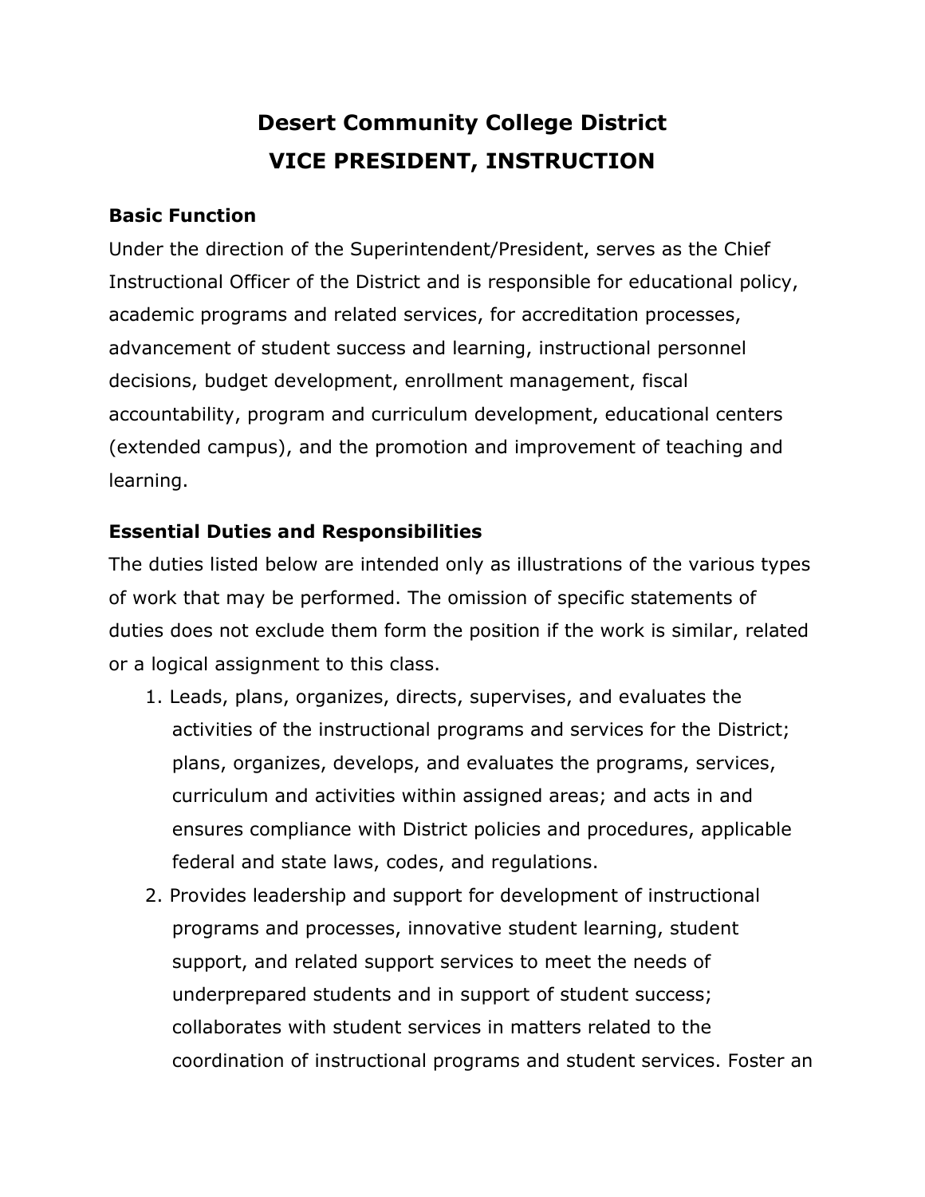# Desert Community College District
# VICE PRESIDENT, INSTRUCTION

### Basic Function

Under the direction of the Superintendent/President, serves as the Chief Instructional Officer of the District and is responsible for educational policy, academic programs and related services, for accreditation processes, advancement of student success and learning, instructional personnel decisions, budget development, enrollment management, fiscal accountability, program and curriculum development, educational centers (extended campus), and the promotion and improvement of teaching and learning.

### Essential Duties and Responsibilities

The duties listed below are intended only as illustrations of the various types of work that may be performed. The omission of specific statements of duties does not exclude them form the position if the work is similar, related or a logical assignment to this class.

1. Leads, plans, organizes, directs, supervises, and evaluates the activities of the instructional programs and services for the District; plans, organizes, develops, and evaluates the programs, services, curriculum and activities within assigned areas; and acts in and ensures compliance with District policies and procedures, applicable federal and state laws, codes, and regulations.
2. Provides leadership and support for development of instructional programs and processes, innovative student learning, student support, and related support services to meet the needs of underprepared students and in support of student success; collaborates with student services in matters related to the coordination of instructional programs and student services. Foster an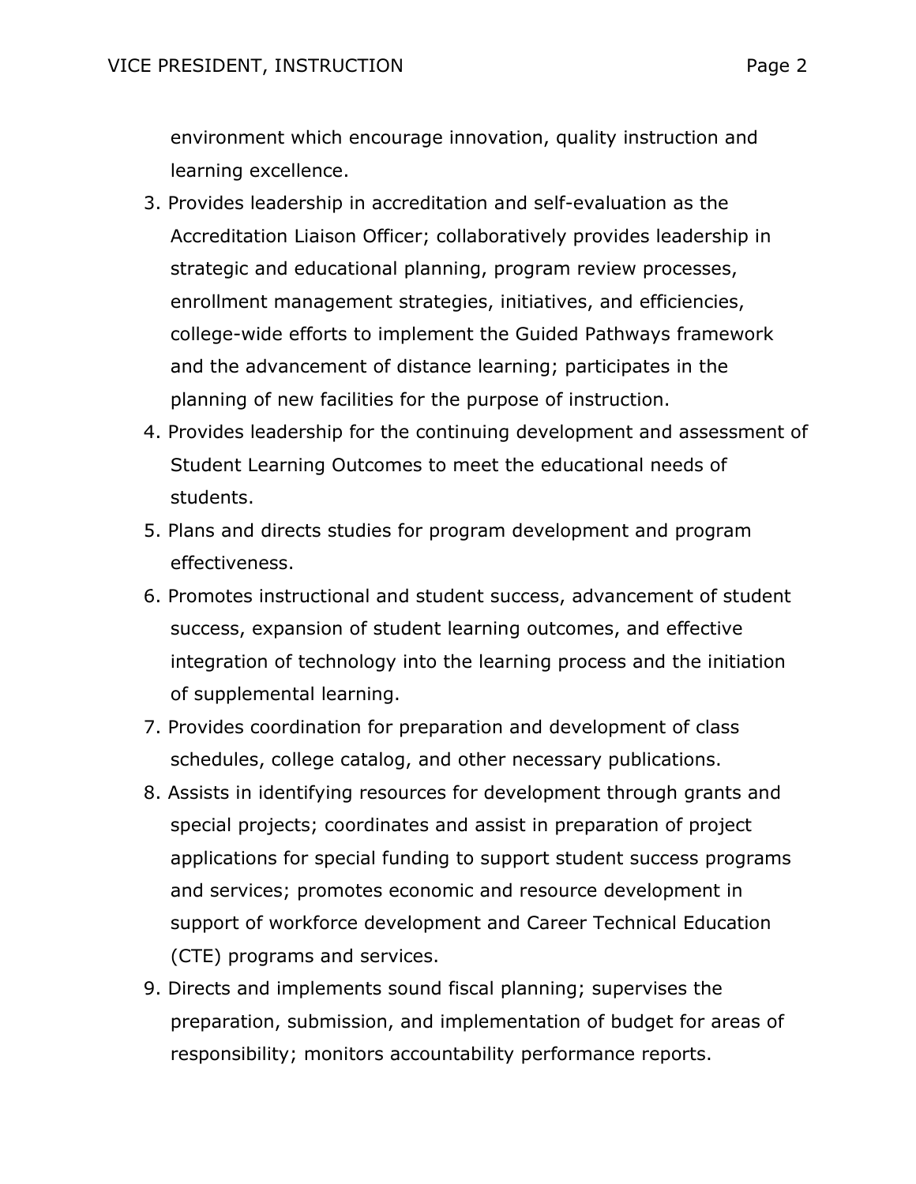environment which encourage innovation, quality instruction and learning excellence.

3. Provides leadership in accreditation and self-evaluation as the Accreditation Liaison Officer; collaboratively provides leadership in strategic and educational planning, program review processes, enrollment management strategies, initiatives, and efficiencies, college-wide efforts to implement the Guided Pathways framework and the advancement of distance learning; participates in the planning of new facilities for the purpose of instruction.
4. Provides leadership for the continuing development and assessment of Student Learning Outcomes to meet the educational needs of students.
5. Plans and directs studies for program development and program effectiveness.
6. Promotes instructional and student success, advancement of student success, expansion of student learning outcomes, and effective integration of technology into the learning process and the initiation of supplemental learning.
7. Provides coordination for preparation and development of class schedules, college catalog, and other necessary publications.
8. Assists in identifying resources for development through grants and special projects; coordinates and assist in preparation of project applications for special funding to support student success programs and services; promotes economic and resource development in support of workforce development and Career Technical Education (CTE) programs and services.
9. Directs and implements sound fiscal planning; supervises the preparation, submission, and implementation of budget for areas of responsibility; monitors accountability performance reports.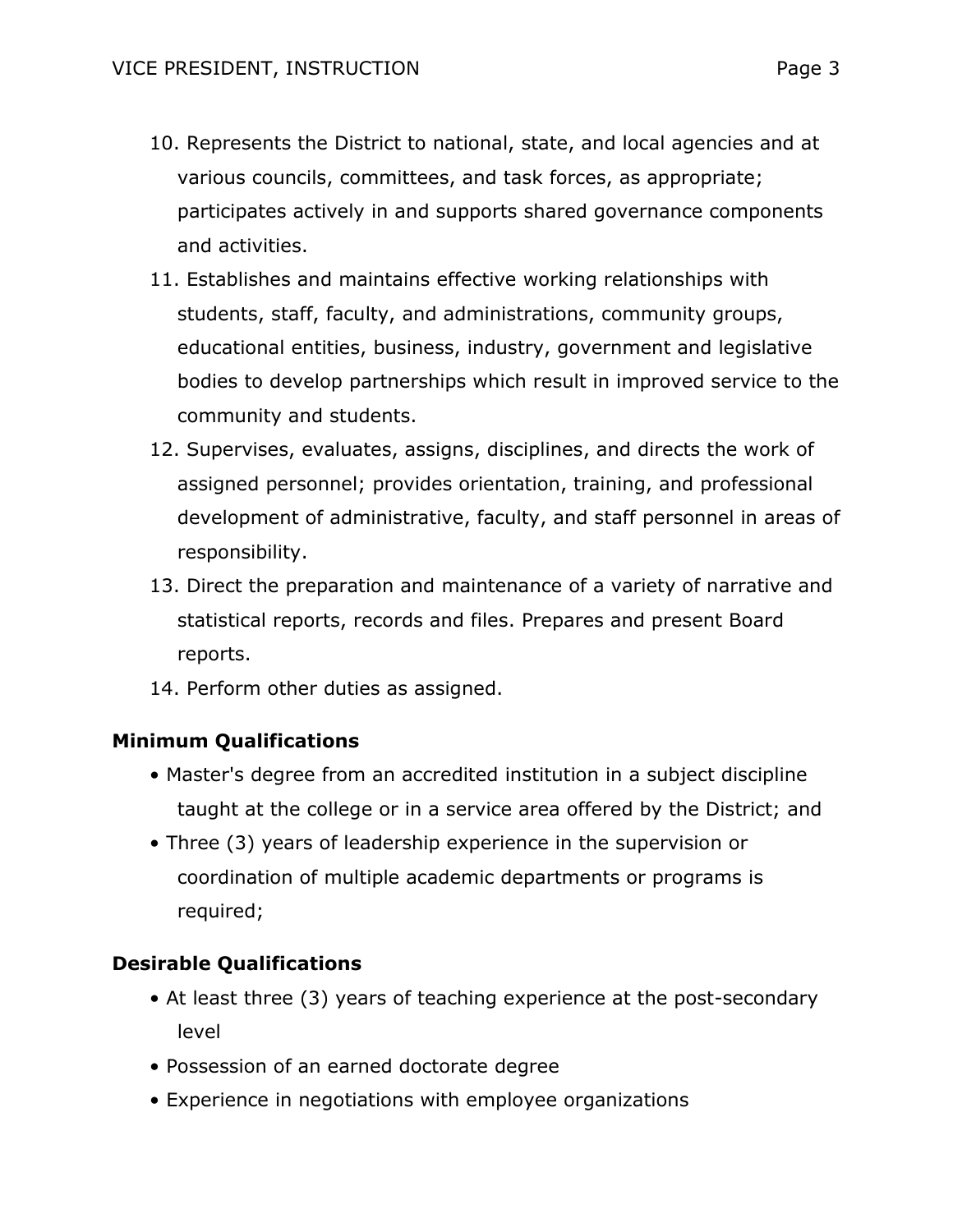10. Represents the District to national, state, and local agencies and at various councils, committees, and task forces, as appropriate; participates actively in and supports shared governance components and activities.
11. Establishes and maintains effective working relationships with students, staff, faculty, and administrations, community groups, educational entities, business, industry, government and legislative bodies to develop partnerships which result in improved service to the community and students.
12. Supervises, evaluates, assigns, disciplines, and directs the work of assigned personnel; provides orientation, training, and professional development of administrative, faculty, and staff personnel in areas of responsibility.
13. Direct the preparation and maintenance of a variety of narrative and statistical reports, records and files. Prepares and present Board reports.
14. Perform other duties as assigned.

**Minimum Qualifications**

- Master's degree from an accredited institution in a subject discipline taught at the college or in a service area offered by the District; and
- Three (3) years of leadership experience in the supervision or coordination of multiple academic departments or programs is required;

**Desirable Qualifications**

- At least three (3) years of teaching experience at the post-secondary level
- Possession of an earned doctorate degree
- Experience in negotiations with employee organizations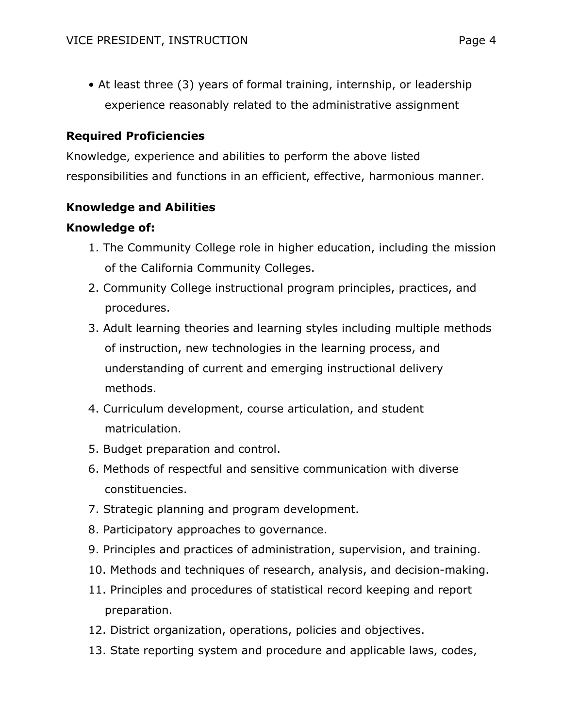- At least three (3) years of formal training, internship, or leadership experience reasonably related to the administrative assignment

**Required Proficiencies**

Knowledge, experience and abilities to perform the above listed responsibilities and functions in an efficient, effective, harmonious manner.

**Knowledge and Abilities**

**Knowledge of:**

1. The Community College role in higher education, including the mission of the California Community Colleges.
2. Community College instructional program principles, practices, and procedures.
3. Adult learning theories and learning styles including multiple methods of instruction, new technologies in the learning process, and understanding of current and emerging instructional delivery methods.
4. Curriculum development, course articulation, and student matriculation.
5. Budget preparation and control.
6. Methods of respectful and sensitive communication with diverse constituencies.
7. Strategic planning and program development.
8. Participatory approaches to governance.
9. Principles and practices of administration, supervision, and training.
10. Methods and techniques of research, analysis, and decision-making.
11. Principles and procedures of statistical record keeping and report preparation.
12. District organization, operations, policies and objectives.
13. State reporting system and procedure and applicable laws, codes,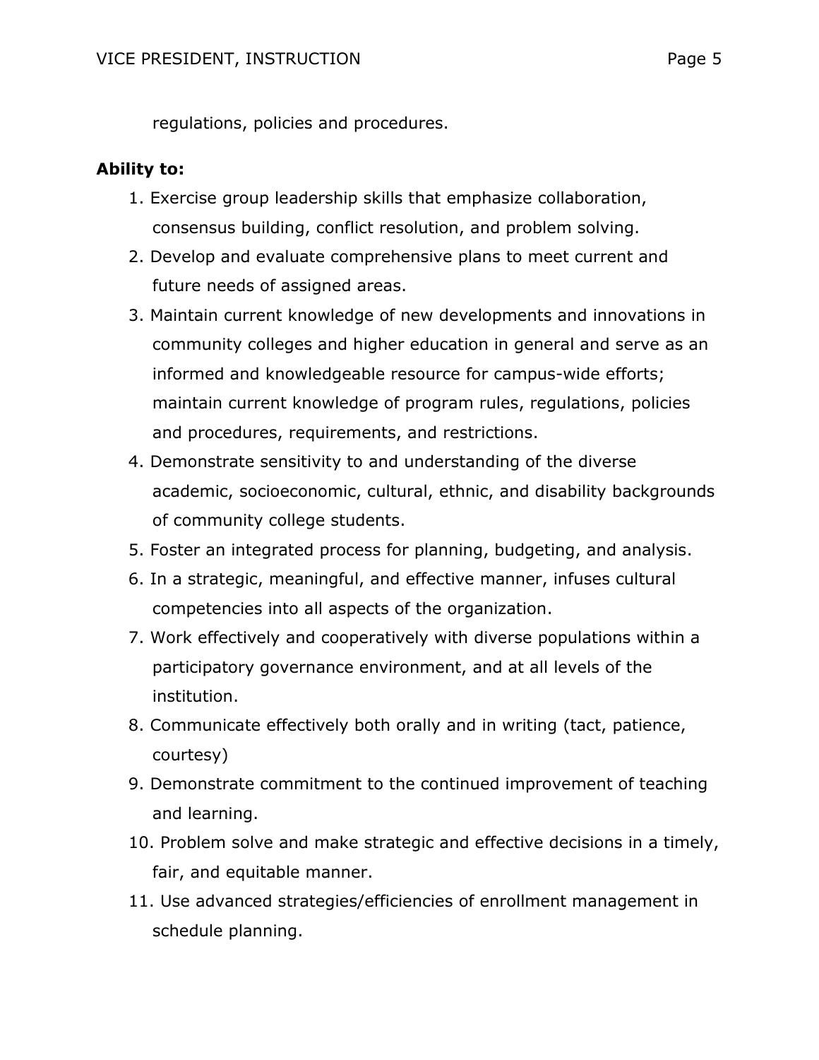regulations, policies and procedures.

**Ability to:**

1. Exercise group leadership skills that emphasize collaboration, consensus building, conflict resolution, and problem solving.
2. Develop and evaluate comprehensive plans to meet current and future needs of assigned areas.
3. Maintain current knowledge of new developments and innovations in community colleges and higher education in general and serve as an informed and knowledgeable resource for campus-wide efforts; maintain current knowledge of program rules, regulations, policies and procedures, requirements, and restrictions.
4. Demonstrate sensitivity to and understanding of the diverse academic, socioeconomic, cultural, ethnic, and disability backgrounds of community college students.
5. Foster an integrated process for planning, budgeting, and analysis.
6. In a strategic, meaningful, and effective manner, infuses cultural competencies into all aspects of the organization.
7. Work effectively and cooperatively with diverse populations within a participatory governance environment, and at all levels of the institution.
8. Communicate effectively both orally and in writing (tact, patience, courtesy)
9. Demonstrate commitment to the continued improvement of teaching and learning.
10. Problem solve and make strategic and effective decisions in a timely, fair, and equitable manner.
11. Use advanced strategies/efficiencies of enrollment management in schedule planning.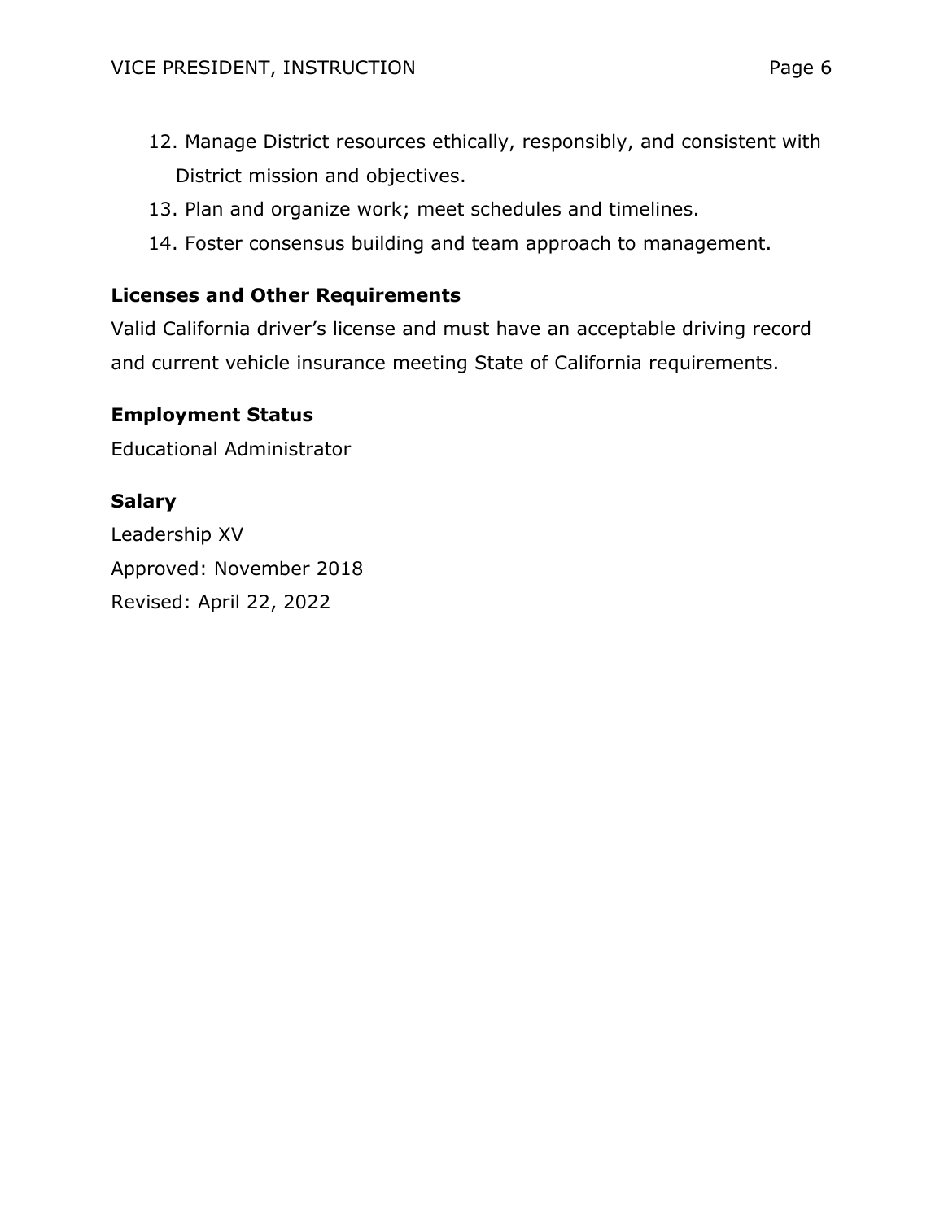12. Manage District resources ethically, responsibly, and consistent with District mission and objectives.
13. Plan and organize work; meet schedules and timelines.
14. Foster consensus building and team approach to management.

**Licenses and Other Requirements**

Valid California driver's license and must have an acceptable driving record and current vehicle insurance meeting State of California requirements.

**Employment Status**

Educational Administrator

**Salary**

Leadership XV

Approved: November 2018

Revised: April 22, 2022